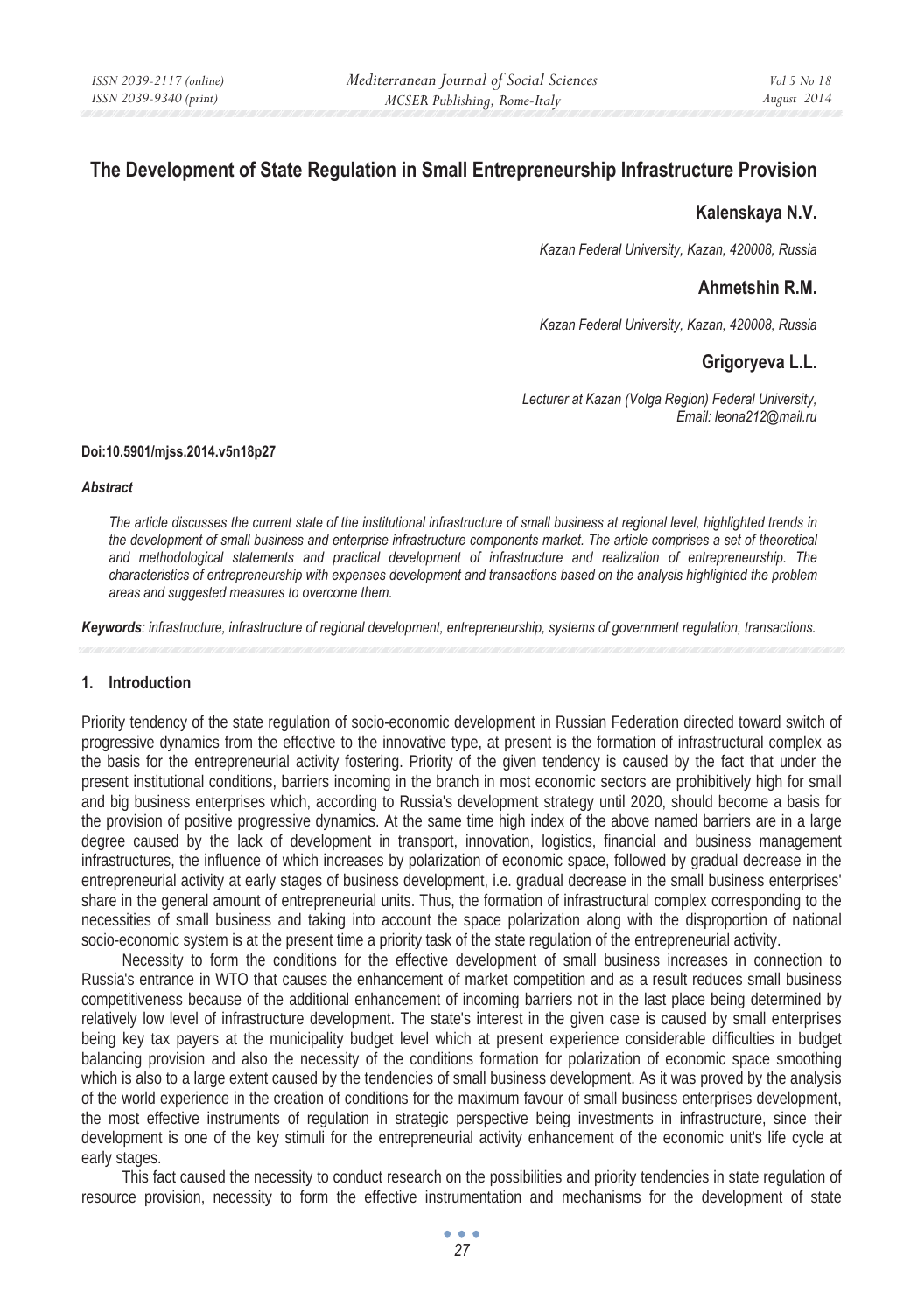# The Development of State Regulation in Small Entrepreneurship Infrastructure Provision

**Kalenskaya N.V.**

*Kazan Federal University, Kazan, 420008, Russia*

**Ahmetshin R.M.**

*Kazan Federal University, Kazan, 420008, Russia*

**Grigoryeva L.L.**

*Lecturer at Kazan (Volga Region) Federal University,*
*Email: leona212@mail.ru*

**Doi:10.5901/mjss.2014.v5n18p27**

***Abstract***

*The article discusses the current state of the institutional infrastructure of small business at regional level, highlighted trends in the development of small business and enterprise infrastructure components market. The article comprises a set of theoretical and methodological statements and practical development of infrastructure and realization of entrepreneurship. The characteristics of entrepreneurship with expenses development and transactions based on the analysis highlighted the problem areas and suggested measures to overcome them.*

***Keywords****: infrastructure, infrastructure of regional development, entrepreneurship, systems of government regulation, transactions.*

## 1. Introduction

Priority tendency of the state regulation of socio-economic development in Russian Federation directed toward switch of progressive dynamics from the effective to the innovative type, at present is the formation of infrastructural complex as the basis for the entrepreneurial activity fostering. Priority of the given tendency is caused by the fact that under the present institutional conditions, barriers incoming in the branch in most economic sectors are prohibitively high for small and big business enterprises which, according to Russia's development strategy until 2020, should become a basis for the provision of positive progressive dynamics. At the same time high index of the above named barriers are in a large degree caused by the lack of development in transport, innovation, logistics, financial and business management infrastructures, the influence of which increases by polarization of economic space, followed by gradual decrease in the entrepreneurial activity at early stages of business development, i.e. gradual decrease in the small business enterprises' share in the general amount of entrepreneurial units. Thus, the formation of infrastructural complex corresponding to the necessities of small business and taking into account the space polarization along with the disproportion of national socio-economic system is at the present time a priority task of the state regulation of the entrepreneurial activity.

Necessity to form the conditions for the effective development of small business increases in connection to Russia's entrance in WTO that causes the enhancement of market competition and as a result reduces small business competitiveness because of the additional enhancement of incoming barriers not in the last place being determined by relatively low level of infrastructure development. The state's interest in the given case is caused by small enterprises being key tax payers at the municipality budget level which at present experience considerable difficulties in budget balancing provision and also the necessity of the conditions formation for polarization of economic space smoothing which is also to a large extent caused by the tendencies of small business development. As it was proved by the analysis of the world experience in the creation of conditions for the maximum favour of small business enterprises development, the most effective instruments of regulation in strategic perspective being investments in infrastructure, since their development is one of the key stimuli for the entrepreneurial activity enhancement of the economic unit's life cycle at early stages.

This fact caused the necessity to conduct research on the possibilities and priority tendencies in state regulation of resource provision, necessity to form the effective instrumentation and mechanisms for the development of state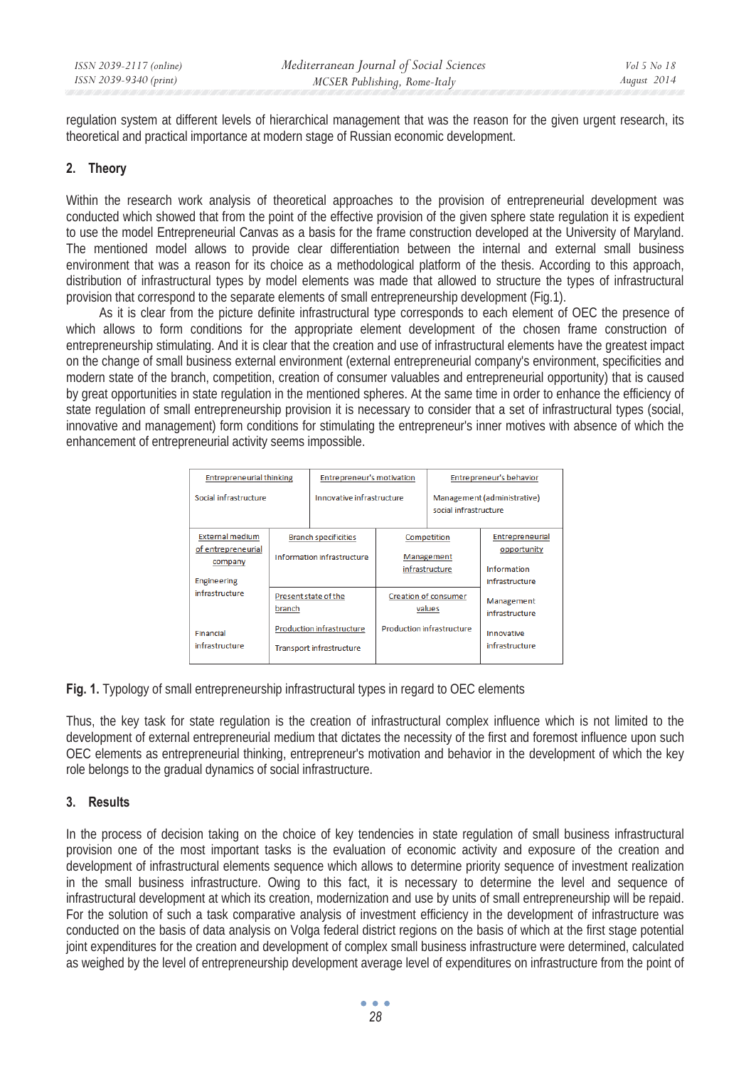regulation system at different levels of hierarchical management that was the reason for the given urgent research, its theoretical and practical importance at modern stage of Russian economic development.

## 2. Theory

Within the research work analysis of theoretical approaches to the provision of entrepreneurial development was conducted which showed that from the point of the effective provision of the given sphere state regulation it is expedient to use the model Entrepreneurial Canvas as a basis for the frame construction developed at the University of Maryland. The mentioned model allows to provide clear differentiation between the internal and external small business environment that was a reason for its choice as a methodological platform of the thesis. According to this approach, distribution of infrastructural types by model elements was made that allowed to structure the types of infrastructural provision that correspond to the separate elements of small entrepreneurship development (Fig.1).

As it is clear from the picture definite infrastructural type corresponds to each element of OEC the presence of which allows to form conditions for the appropriate element development of the chosen frame construction of entrepreneurship stimulating. And it is clear that the creation and use of infrastructural elements have the greatest impact on the change of small business external environment (external entrepreneurial company's environment, specificities and modern state of the branch, competition, creation of consumer valuables and entrepreneurial opportunity) that is caused by great opportunities in state regulation in the mentioned spheres. At the same time in order to enhance the efficiency of state regulation of small entrepreneurship provision it is necessary to consider that a set of infrastructural types (social, innovative and management) form conditions for stimulating the entrepreneur's inner motives with absence of which the enhancement of entrepreneurial activity seems impossible.

| Entrepreneurial thinking | Entrepreneur's motivation | Entrepreneur's behavior | |
|---|---|---|---|
| Social infrastructure | Innovative infrastructure | Management (administrative) social infrastructure | |
| External medium of entrepreneurial company | Branch specificities | Competition | Entrepreneurial opportunity |
| Engineering infrastructure | Information infrastructure | Management infrastructure | Information infrastructure |
| | Present state of the branch | Creation of consumer values | Management infrastructure |
| Financial infrastructure | Production infrastructure<br>Transport infrastructure | Production infrastructure | Innovative infrastructure |

**Fig. 1.** Typology of small entrepreneurship infrastructural types in regard to OEC elements

Thus, the key task for state regulation is the creation of infrastructural complex influence which is not limited to the development of external entrepreneurial medium that dictates the necessity of the first and foremost influence upon such OEC elements as entrepreneurial thinking, entrepreneur's motivation and behavior in the development of which the key role belongs to the gradual dynamics of social infrastructure.

## 3. Results

In the process of decision taking on the choice of key tendencies in state regulation of small business infrastructural provision one of the most important tasks is the evaluation of economic activity and exposure of the creation and development of infrastructural elements sequence which allows to determine priority sequence of investment realization in the small business infrastructure. Owing to this fact, it is necessary to determine the level and sequence of infrastructural development at which its creation, modernization and use by units of small entrepreneurship will be repaid. For the solution of such a task comparative analysis of investment efficiency in the development of infrastructure was conducted on the basis of data analysis on Volga federal district regions on the basis of which at the first stage potential joint expenditures for the creation and development of complex small business infrastructure were determined, calculated as weighed by the level of entrepreneurship development average level of expenditures on infrastructure from the point of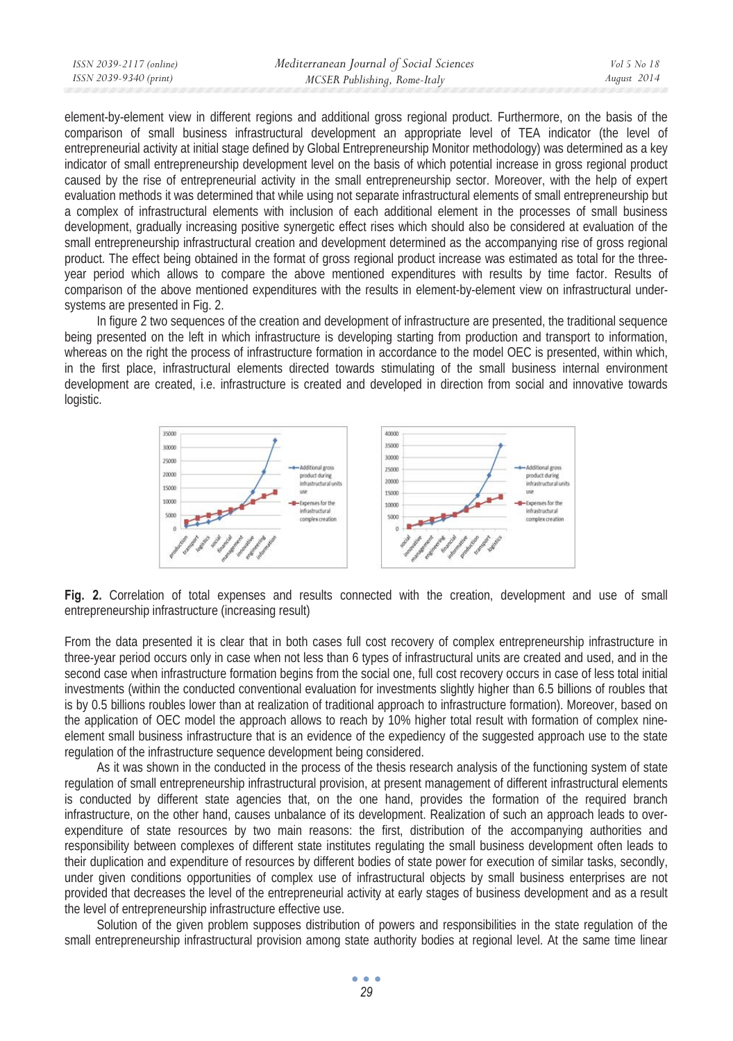element-by-element view in different regions and additional gross regional product. Furthermore, on the basis of the comparison of small business infrastructural development an appropriate level of TEA indicator (the level of entrepreneurial activity at initial stage defined by Global Entrepreneurship Monitor methodology) was determined as a key indicator of small entrepreneurship development level on the basis of which potential increase in gross regional product caused by the rise of entrepreneurial activity in the small entrepreneurship sector. Moreover, with the help of expert evaluation methods it was determined that while using not separate infrastructural elements of small entrepreneurship but a complex of infrastructural elements with inclusion of each additional element in the processes of small business development, gradually increasing positive synergetic effect rises which should also be considered at evaluation of the small entrepreneurship infrastructural creation and development determined as the accompanying rise of gross regional product. The effect being obtained in the format of gross regional product increase was estimated as total for the three-year period which allows to compare the above mentioned expenditures with results by time factor. Results of comparison of the above mentioned expenditures with the results in element-by-element view on infrastructural under-systems are presented in Fig. 2.

In figure 2 two sequences of the creation and development of infrastructure are presented, the traditional sequence being presented on the left in which infrastructure is developing starting from production and transport to information, whereas on the right the process of infrastructure formation in accordance to the model OEC is presented, within which, in the first place, infrastructural elements directed towards stimulating of the small business internal environment development are created, i.e. infrastructure is created and developed in direction from social and innovative towards logistic.

**Fig. 2.** Correlation of total expenses and results connected with the creation, development and use of small entrepreneurship infrastructure (increasing result)

From the data presented it is clear that in both cases full cost recovery of complex entrepreneurship infrastructure in three-year period occurs only in case when not less than 6 types of infrastructural units are created and used, and in the second case when infrastructure formation begins from the social one, full cost recovery occurs in case of less total initial investments (within the conducted conventional evaluation for investments slightly higher than 6.5 billions of roubles that is by 0.5 billions roubles lower than at realization of traditional approach to infrastructure formation). Moreover, based on the application of OEC model the approach allows to reach by 10% higher total result with formation of complex nine-element small business infrastructure that is an evidence of the expediency of the suggested approach use to the state regulation of the infrastructure sequence development being considered.

As it was shown in the conducted in the process of the thesis research analysis of the functioning system of state regulation of small entrepreneurship infrastructural provision, at present management of different infrastructural elements is conducted by different state agencies that, on the one hand, provides the formation of the required branch infrastructure, on the other hand, causes unbalance of its development. Realization of such an approach leads to over-expenditure of state resources by two main reasons: the first, distribution of the accompanying authorities and responsibility between complexes of different state institutes regulating the small business development often leads to their duplication and expenditure of resources by different bodies of state power for execution of similar tasks, secondly, under given conditions opportunities of complex use of infrastructural objects by small business enterprises are not provided that decreases the level of the entrepreneurial activity at early stages of business development and as a result the level of entrepreneurship infrastructure effective use.

Solution of the given problem supposes distribution of powers and responsibilities in the state regulation of the small entrepreneurship infrastructural provision among state authority bodies at regional level. At the same time linear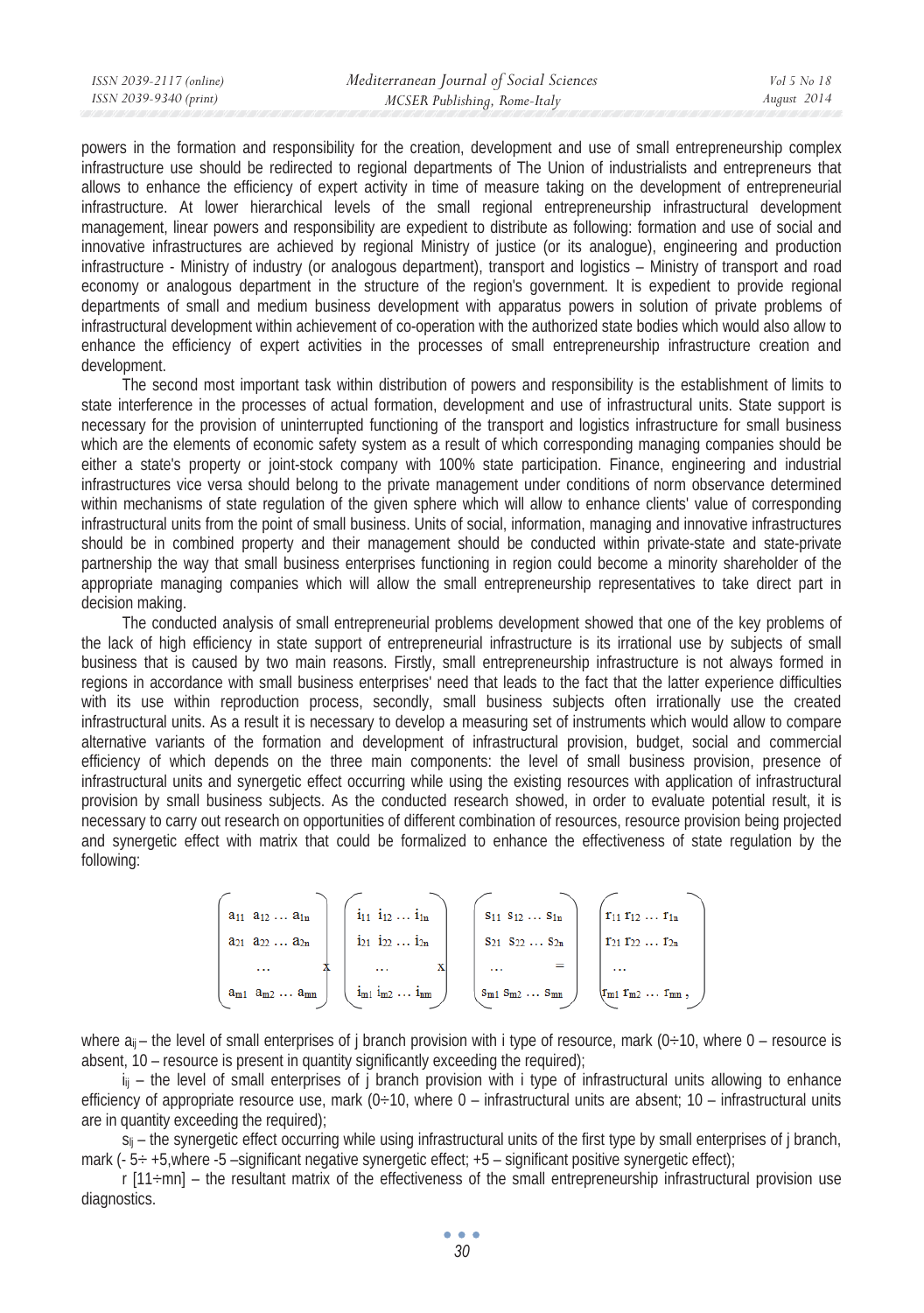powers in the formation and responsibility for the creation, development and use of small entrepreneurship complex infrastructure use should be redirected to regional departments of The Union of industrialists and entrepreneurs that allows to enhance the efficiency of expert activity in time of measure taking on the development of entrepreneurial infrastructure. At lower hierarchical levels of the small regional entrepreneurship infrastructural development management, linear powers and responsibility are expedient to distribute as following: formation and use of social and innovative infrastructures are achieved by regional Ministry of justice (or its analogue), engineering and production infrastructure - Ministry of industry (or analogous department), transport and logistics – Ministry of transport and road economy or analogous department in the structure of the region's government. It is expedient to provide regional departments of small and medium business development with apparatus powers in solution of private problems of infrastructural development within achievement of co-operation with the authorized state bodies which would also allow to enhance the efficiency of expert activities in the processes of small entrepreneurship infrastructure creation and development.

The second most important task within distribution of powers and responsibility is the establishment of limits to state interference in the processes of actual formation, development and use of infrastructural units. State support is necessary for the provision of uninterrupted functioning of the transport and logistics infrastructure for small business which are the elements of economic safety system as a result of which corresponding managing companies should be either a state's property or joint-stock company with 100% state participation. Finance, engineering and industrial infrastructures vice versa should belong to the private management under conditions of norm observance determined within mechanisms of state regulation of the given sphere which will allow to enhance clients' value of corresponding infrastructural units from the point of small business. Units of social, information, managing and innovative infrastructures should be in combined property and their management should be conducted within private-state and state-private partnership the way that small business enterprises functioning in region could become a minority shareholder of the appropriate managing companies which will allow the small entrepreneurship representatives to take direct part in decision making.

The conducted analysis of small entrepreneurial problems development showed that one of the key problems of the lack of high efficiency in state support of entrepreneurial infrastructure is its irrational use by subjects of small business that is caused by two main reasons. Firstly, small entrepreneurship infrastructure is not always formed in regions in accordance with small business enterprises' need that leads to the fact that the latter experience difficulties with its use within reproduction process, secondly, small business subjects often irrationally use the created infrastructural units. As a result it is necessary to develop a measuring set of instruments which would allow to compare alternative variants of the formation and development of infrastructural provision, budget, social and commercial efficiency of which depends on the three main components: the level of small business provision, presence of infrastructural units and synergetic effect occurring while using the existing resources with application of infrastructural provision by small business subjects. As the conducted research showed, in order to evaluate potential result, it is necessary to carry out research on opportunities of different combination of resources, resource provision being projected and synergetic effect with matrix that could be formalized to enhance the effectiveness of state regulation by the following:

$$\begin{pmatrix} a_{11} & a_{12} & \dots & a_{1n} \\ a_{21} & a_{22} & \dots & a_{2n} \\ & \dots & & \\ a_{m1} & a_{m2} & \dots & a_{mn} \end{pmatrix} \times \begin{pmatrix} i_{11} & i_{12} & \dots & i_{1n} \\ i_{21} & i_{22} & \dots & i_{2n} \\ & \dots & & \\ i_{m1} & i_{m2} & \dots & i_{mn} \end{pmatrix} \times \begin{pmatrix} s_{11} & s_{12} & \dots & s_{1n} \\ s_{21} & s_{22} & \dots & s_{2n} \\ & \dots & & \\ s_{m1} & s_{m2} & \dots & s_{mn} \end{pmatrix} = \begin{pmatrix} r_{11} & r_{12} & \dots & r_{1n} \\ r_{21} & r_{22} & \dots & r_{2n} \\ & \dots & & \\ r_{m1} & r_{m2} & \dots & r_{mn} \end{pmatrix},$$

where $a_{ij}$ – the level of small enterprises of j branch provision with i type of resource, mark (0÷10, where 0 – resource is absent, 10 – resource is present in quantity significantly exceeding the required);

$i_{ij}$ – the level of small enterprises of j branch provision with i type of infrastructural units allowing to enhance efficiency of appropriate resource use, mark (0÷10, where 0 – infrastructural units are absent; 10 – infrastructural units are in quantity exceeding the required);

$s_{ij}$ – the synergetic effect occurring while using infrastructural units of the first type by small enterprises of j branch, mark (- 5÷ +5,where -5 –significant negative synergetic effect; +5 – significant positive synergetic effect);

r [11÷mn] – the resultant matrix of the effectiveness of the small entrepreneurship infrastructural provision use diagnostics.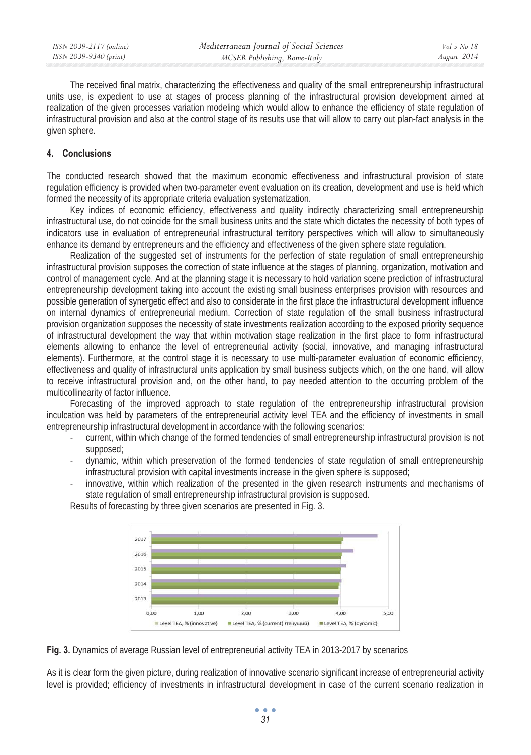The received final matrix, characterizing the effectiveness and quality of the small entrepreneurship infrastructural units use, is expedient to use at stages of process planning of the infrastructural provision development aimed at realization of the given processes variation modeling which would allow to enhance the efficiency of state regulation of infrastructural provision and also at the control stage of its results use that will allow to carry out plan-fact analysis in the given sphere.

## 4. Conclusions

The conducted research showed that the maximum economic effectiveness and infrastructural provision of state regulation efficiency is provided when two-parameter event evaluation on its creation, development and use is held which formed the necessity of its appropriate criteria evaluation systematization.

Key indices of economic efficiency, effectiveness and quality indirectly characterizing small entrepreneurship infrastructural use, do not coincide for the small business units and the state which dictates the necessity of both types of indicators use in evaluation of entrepreneurial infrastructural territory perspectives which will allow to simultaneously enhance its demand by entrepreneurs and the efficiency and effectiveness of the given sphere state regulation.

Realization of the suggested set of instruments for the perfection of state regulation of small entrepreneurship infrastructural provision supposes the correction of state influence at the stages of planning, organization, motivation and control of management cycle. And at the planning stage it is necessary to hold variation scene prediction of infrastructural entrepreneurship development taking into account the existing small business enterprises provision with resources and possible generation of synergetic effect and also to considerate in the first place the infrastructural development influence on internal dynamics of entrepreneurial medium. Correction of state regulation of the small business infrastructural provision organization supposes the necessity of state investments realization according to the exposed priority sequence of infrastructural development the way that within motivation stage realization in the first place to form infrastructural elements allowing to enhance the level of entrepreneurial activity (social, innovative, and managing infrastructural elements). Furthermore, at the control stage it is necessary to use multi-parameter evaluation of economic efficiency, effectiveness and quality of infrastructural units application by small business subjects which, on the one hand, will allow to receive infrastructural provision and, on the other hand, to pay needed attention to the occurring problem of the multicollinearity of factor influence.

Forecasting of the improved approach to state regulation of the entrepreneurship infrastructural provision inculcation was held by parameters of the entrepreneurial activity level TEA and the efficiency of investments in small entrepreneurship infrastructural development in accordance with the following scenarios:

- current, within which change of the formed tendencies of small entrepreneurship infrastructural provision is not supposed;
- dynamic, within which preservation of the formed tendencies of state regulation of small entrepreneurship infrastructural provision with capital investments increase in the given sphere is supposed;
- innovative, within which realization of the presented in the given research instruments and mechanisms of state regulation of small entrepreneurship infrastructural provision is supposed.

Results of forecasting by three given scenarios are presented in Fig. 3.

**Fig. 3.** Dynamics of average Russian level of entrepreneurial activity TEA in 2013-2017 by scenarios

As it is clear form the given picture, during realization of innovative scenario significant increase of entrepreneurial activity level is provided; efficiency of investments in infrastructural development in case of the current scenario realization in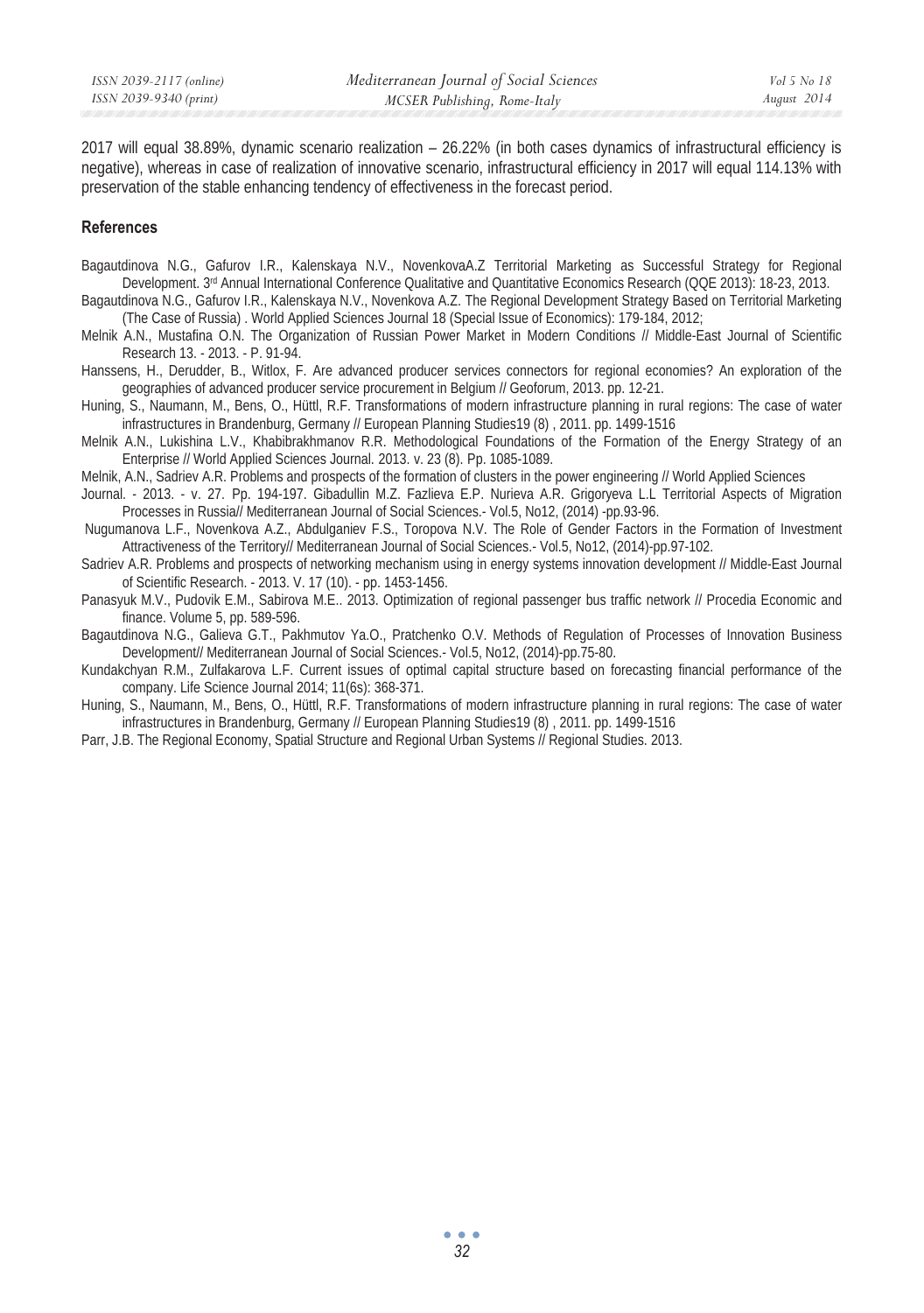2017 will equal 38.89%, dynamic scenario realization – 26.22% (in both cases dynamics of infrastructural efficiency is negative), whereas in case of realization of innovative scenario, infrastructural efficiency in 2017 will equal 114.13% with preservation of the stable enhancing tendency of effectiveness in the forecast period.

## References

Bagautdinova N.G., Gafurov I.R., Kalenskaya N.V., NovenkovaA.Z Territorial Marketing as Successful Strategy for Regional Development. 3rd Annual International Conference Qualitative and Quantitative Economics Research (QQE 2013): 18-23, 2013.

Bagautdinova N.G., Gafurov I.R., Kalenskaya N.V., Novenkova A.Z. The Regional Development Strategy Based on Territorial Marketing (The Case of Russia) . World Applied Sciences Journal 18 (Special Issue of Economics): 179-184, 2012;

Melnik A.N., Mustafina O.N. The Organization of Russian Power Market in Modern Conditions // Middle-East Journal of Scientific Research 13. - 2013. - P. 91-94.

Hanssens, H., Derudder, B., Witlox, F. Are advanced producer services connectors for regional economies? An exploration of the geographies of advanced producer service procurement in Belgium // Geoforum, 2013. pp. 12-21.

Huning, S., Naumann, M., Bens, O., Hüttl, R.F. Transformations of modern infrastructure planning in rural regions: The case of water infrastructures in Brandenburg, Germany // European Planning Studies19 (8) , 2011. pp. 1499-1516

Melnik A.N., Lukishina L.V., Khabibrakhmanov R.R. Methodological Foundations of the Formation of the Energy Strategy of an Enterprise // World Applied Sciences Journal. 2013. v. 23 (8). Pp. 1085-1089.

Melnik, A.N., Sadriev A.R. Problems and prospects of the formation of clusters in the power engineering // World Applied Sciences Journal. - 2013. - v. 27. Pp. 194-197. Gibadullin M.Z. Fazlieva E.P. Nurieva A.R. Grigoryeva L.L Territorial Aspects of Migration Processes in Russia// Mediterranean Journal of Social Sciences.- Vol.5, No12, (2014) -pp.93-96.

Nugumanova L.F., Novenkova A.Z., Abdulganiev F.S., Toropova N.V. The Role of Gender Factors in the Formation of Investment Attractiveness of the Territory// Mediterranean Journal of Social Sciences.- Vol.5, No12, (2014)-pp.97-102.

Sadriev A.R. Problems and prospects of networking mechanism using in energy systems innovation development // Middle-East Journal of Scientific Research. - 2013. V. 17 (10). - pp. 1453-1456.

Panasyuk M.V., Pudovik E.M., Sabirova M.E.. 2013. Optimization of regional passenger bus traffic network // Procedia Economic and finance. Volume 5, pp. 589-596.

Bagautdinova N.G., Galieva G.T., Pakhmutov Ya.O., Pratchenko O.V. Methods of Regulation of Processes of Innovation Business Development// Mediterranean Journal of Social Sciences.- Vol.5, No12, (2014)-pp.75-80.

Kundakchyan R.M., Zulfakarova L.F. Current issues of optimal capital structure based on forecasting financial performance of the company. Life Science Journal 2014; 11(6s): 368-371.

Huning, S., Naumann, M., Bens, O., Hüttl, R.F. Transformations of modern infrastructure planning in rural regions: The case of water infrastructures in Brandenburg, Germany // European Planning Studies19 (8) , 2011. pp. 1499-1516

Parr, J.B. The Regional Economy, Spatial Structure and Regional Urban Systems // Regional Studies. 2013.